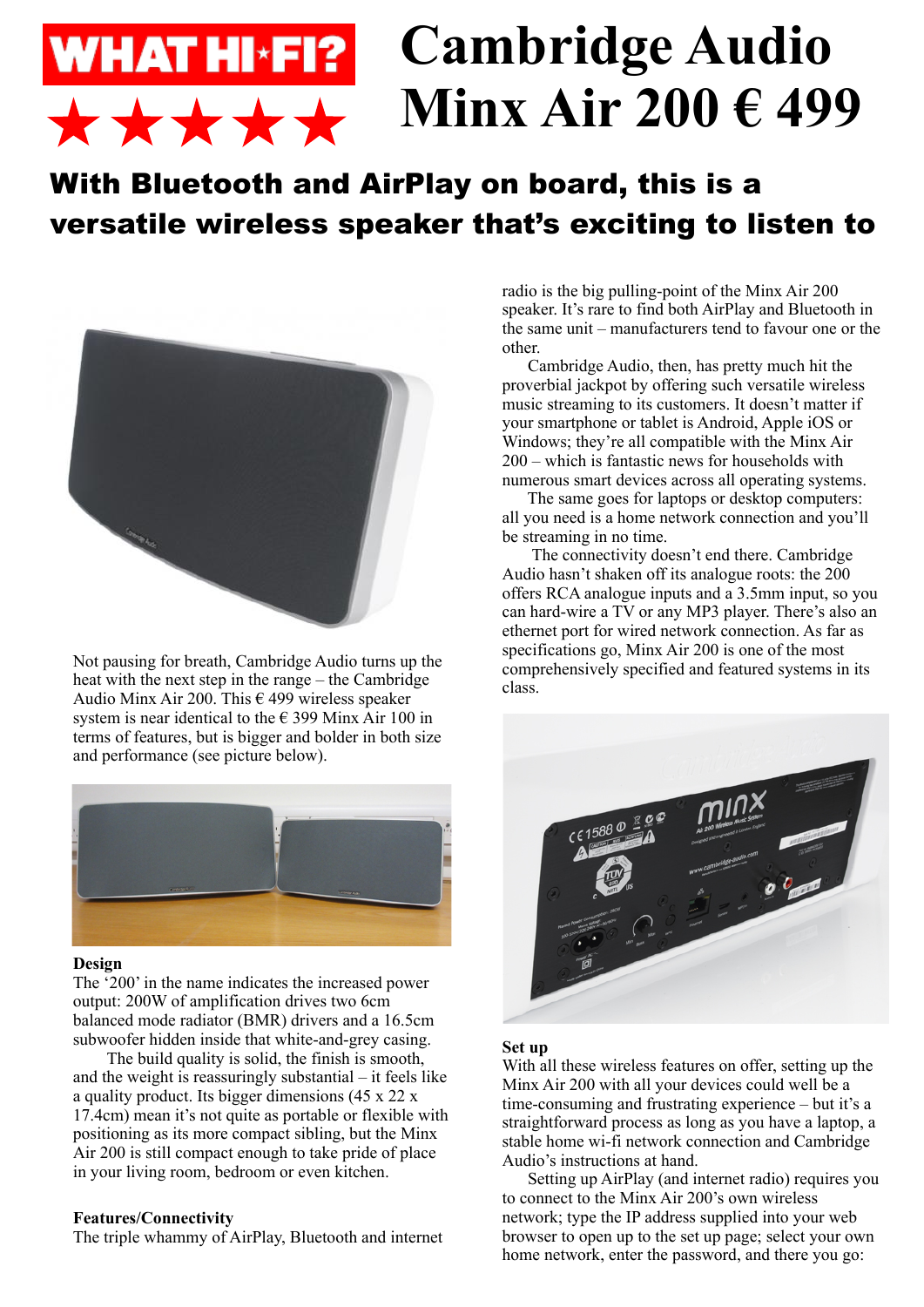# WHAT HI-FI? ★★★★★

# Cambridge Audio Minx Air 200 € 499

## With Bluetooth and AirPlay on board, this is a versatile wireless speaker that's exciting to listen to

Not pausing for breath, Cambridge Audio turns up the heat with the next step in the range – the Cambridge Audio Minx Air 200. This € 499 wireless speaker system is near identical to the € 399 Minx Air 100 in terms of features, but is bigger and bolder in both size and performance (see picture below).

### Design

The '200' in the name indicates the increased power output: 200W of amplification drives two 6cm balanced mode radiator (BMR) drivers and a 16.5cm subwoofer hidden inside that white-and-grey casing.

The build quality is solid, the finish is smooth, and the weight is reassuringly substantial – it feels like a quality product. Its bigger dimensions (45 x 22 x 17.4cm) mean it's not quite as portable or flexible with positioning as its more compact sibling, but the Minx Air 200 is still compact enough to take pride of place in your living room, bedroom or even kitchen.

### Features/Connectivity

The triple whammy of AirPlay, Bluetooth and internet radio is the big pulling-point of the Minx Air 200 speaker. It's rare to find both AirPlay and Bluetooth in the same unit – manufacturers tend to favour one or the other.

Cambridge Audio, then, has pretty much hit the proverbial jackpot by offering such versatile wireless music streaming to its customers. It doesn't matter if your smartphone or tablet is Android, Apple iOS or Windows; they're all compatible with the Minx Air 200 – which is fantastic news for households with numerous smart devices across all operating systems.

The same goes for laptops or desktop computers: all you need is a home network connection and you'll be streaming in no time.

The connectivity doesn't end there. Cambridge Audio hasn't shaken off its analogue roots: the 200 offers RCA analogue inputs and a 3.5mm input, so you can hard-wire a TV or any MP3 player. There's also an ethernet port for wired network connection. As far as specifications go, Minx Air 200 is one of the most comprehensively specified and featured systems in its class.

### Set up

With all these wireless features on offer, setting up the Minx Air 200 with all your devices could well be a time-consuming and frustrating experience – but it's a straightforward process as long as you have a laptop, a stable home wi-fi network connection and Cambridge Audio's instructions at hand.

Setting up AirPlay (and internet radio) requires you to connect to the Minx Air 200's own wireless network; type the IP address supplied into your web browser to open up to the set up page; select your own home network, enter the password, and there you go: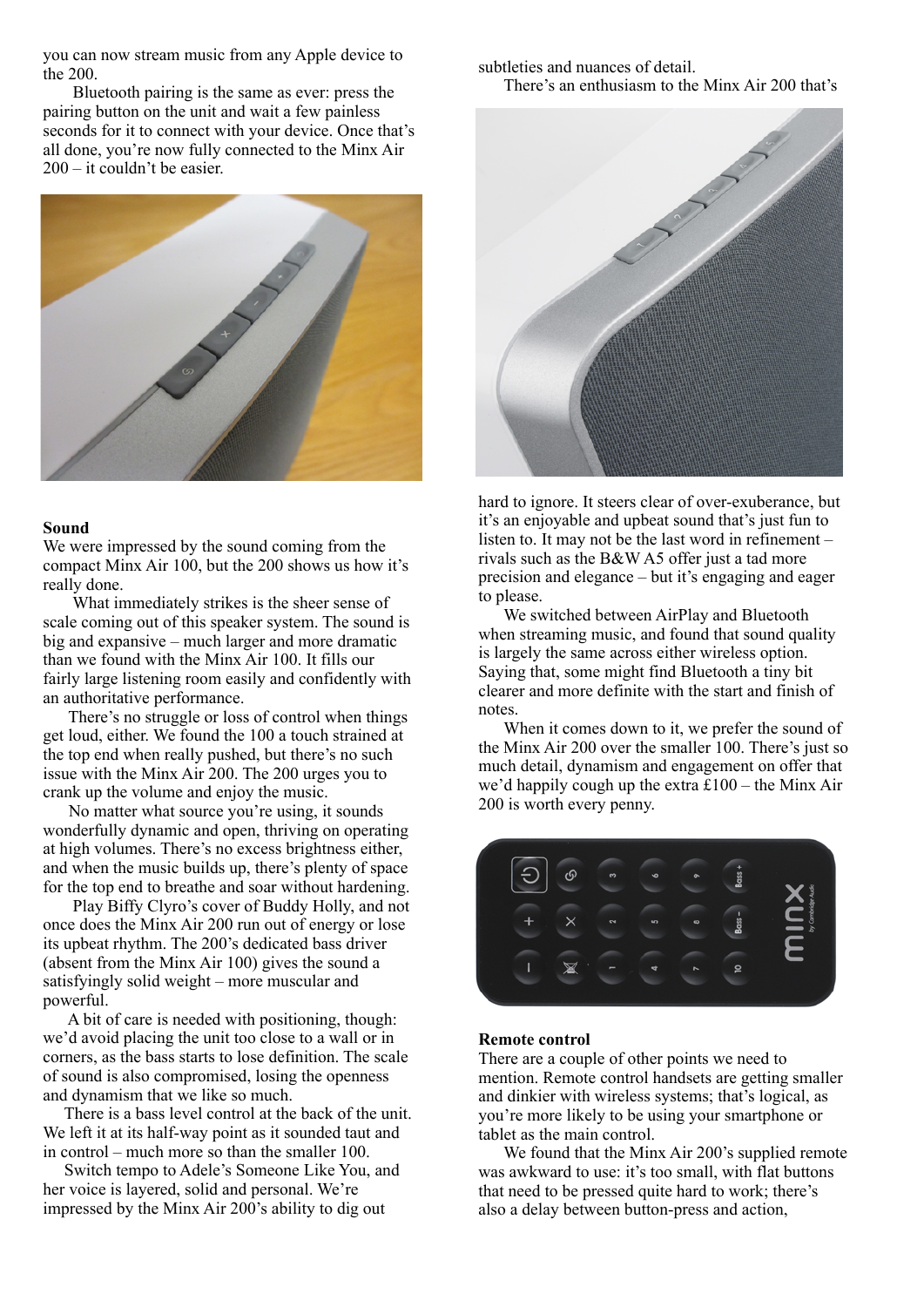you can now stream music from any Apple device to the 200.

Bluetooth pairing is the same as ever: press the pairing button on the unit and wait a few painless seconds for it to connect with your device. Once that's all done, you're now fully connected to the Minx Air 200 – it couldn't be easier.

**Sound**

We were impressed by the sound coming from the compact Minx Air 100, but the 200 shows us how it's really done.

What immediately strikes is the sheer sense of scale coming out of this speaker system. The sound is big and expansive – much larger and more dramatic than we found with the Minx Air 100. It fills our fairly large listening room easily and confidently with an authoritative performance.

There's no struggle or loss of control when things get loud, either. We found the 100 a touch strained at the top end when really pushed, but there's no such issue with the Minx Air 200. The 200 urges you to crank up the volume and enjoy the music.

No matter what source you're using, it sounds wonderfully dynamic and open, thriving on operating at high volumes. There's no excess brightness either, and when the music builds up, there's plenty of space for the top end to breathe and soar without hardening.

Play Biffy Clyro's cover of Buddy Holly, and not once does the Minx Air 200 run out of energy or lose its upbeat rhythm. The 200's dedicated bass driver (absent from the Minx Air 100) gives the sound a satisfyingly solid weight – more muscular and powerful.

A bit of care is needed with positioning, though: we'd avoid placing the unit too close to a wall or in corners, as the bass starts to lose definition. The scale of sound is also compromised, losing the openness and dynamism that we like so much.

There is a bass level control at the back of the unit. We left it at its half-way point as it sounded taut and in control – much more so than the smaller 100.

Switch tempo to Adele's Someone Like You, and her voice is layered, solid and personal. We're impressed by the Minx Air 200's ability to dig out subtleties and nuances of detail.

There's an enthusiasm to the Minx Air 200 that's hard to ignore. It steers clear of over-exuberance, but it's an enjoyable and upbeat sound that's just fun to listen to. It may not be the last word in refinement – rivals such as the B&W A5 offer just a tad more precision and elegance – but it's engaging and eager to please.

We switched between AirPlay and Bluetooth when streaming music, and found that sound quality is largely the same across either wireless option. Saying that, some might find Bluetooth a tiny bit clearer and more definite with the start and finish of notes.

When it comes down to it, we prefer the sound of the Minx Air 200 over the smaller 100. There's just so much detail, dynamism and engagement on offer that we'd happily cough up the extra £100 – the Minx Air 200 is worth every penny.

**Remote control**

There are a couple of other points we need to mention. Remote control handsets are getting smaller and dinkier with wireless systems; that's logical, as you're more likely to be using your smartphone or tablet as the main control.

We found that the Minx Air 200's supplied remote was awkward to use: it's too small, with flat buttons that need to be pressed quite hard to work; there's also a delay between button-press and action,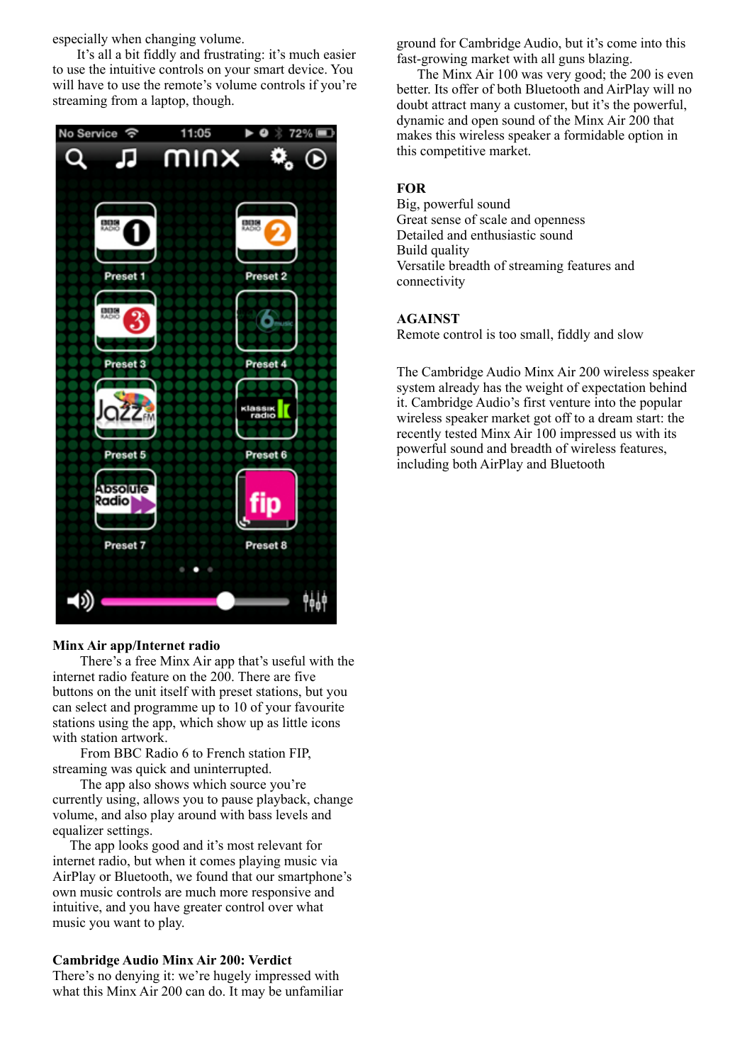especially when changing volume.

It's all a bit fiddly and frustrating: it's much easier to use the intuitive controls on your smart device. You will have to use the remote's volume controls if you're streaming from a laptop, though.

**Minx Air app/Internet radio**

There's a free Minx Air app that's useful with the internet radio feature on the 200. There are five buttons on the unit itself with preset stations, but you can select and programme up to 10 of your favourite stations using the app, which show up as little icons with station artwork.

From BBC Radio 6 to French station FIP, streaming was quick and uninterrupted.

The app also shows which source you're currently using, allows you to pause playback, change volume, and also play around with bass levels and equalizer settings.

The app looks good and it's most relevant for internet radio, but when it comes playing music via AirPlay or Bluetooth, we found that our smartphone's own music controls are much more responsive and intuitive, and you have greater control over what music you want to play.

**Cambridge Audio Minx Air 200: Verdict**

There's no denying it: we're hugely impressed with what this Minx Air 200 can do. It may be unfamiliar ground for Cambridge Audio, but it's come into this fast-growing market with all guns blazing.

The Minx Air 100 was very good; the 200 is even better. Its offer of both Bluetooth and AirPlay will no doubt attract many a customer, but it's the powerful, dynamic and open sound of the Minx Air 200 that makes this wireless speaker a formidable option in this competitive market.

**FOR**

Big, powerful sound
Great sense of scale and openness
Detailed and enthusiastic sound
Build quality
Versatile breadth of streaming features and connectivity

**AGAINST**

Remote control is too small, fiddly and slow

The Cambridge Audio Minx Air 200 wireless speaker system already has the weight of expectation behind it. Cambridge Audio's first venture into the popular wireless speaker market got off to a dream start: the recently tested Minx Air 100 impressed us with its powerful sound and breadth of wireless features, including both AirPlay and Bluetooth